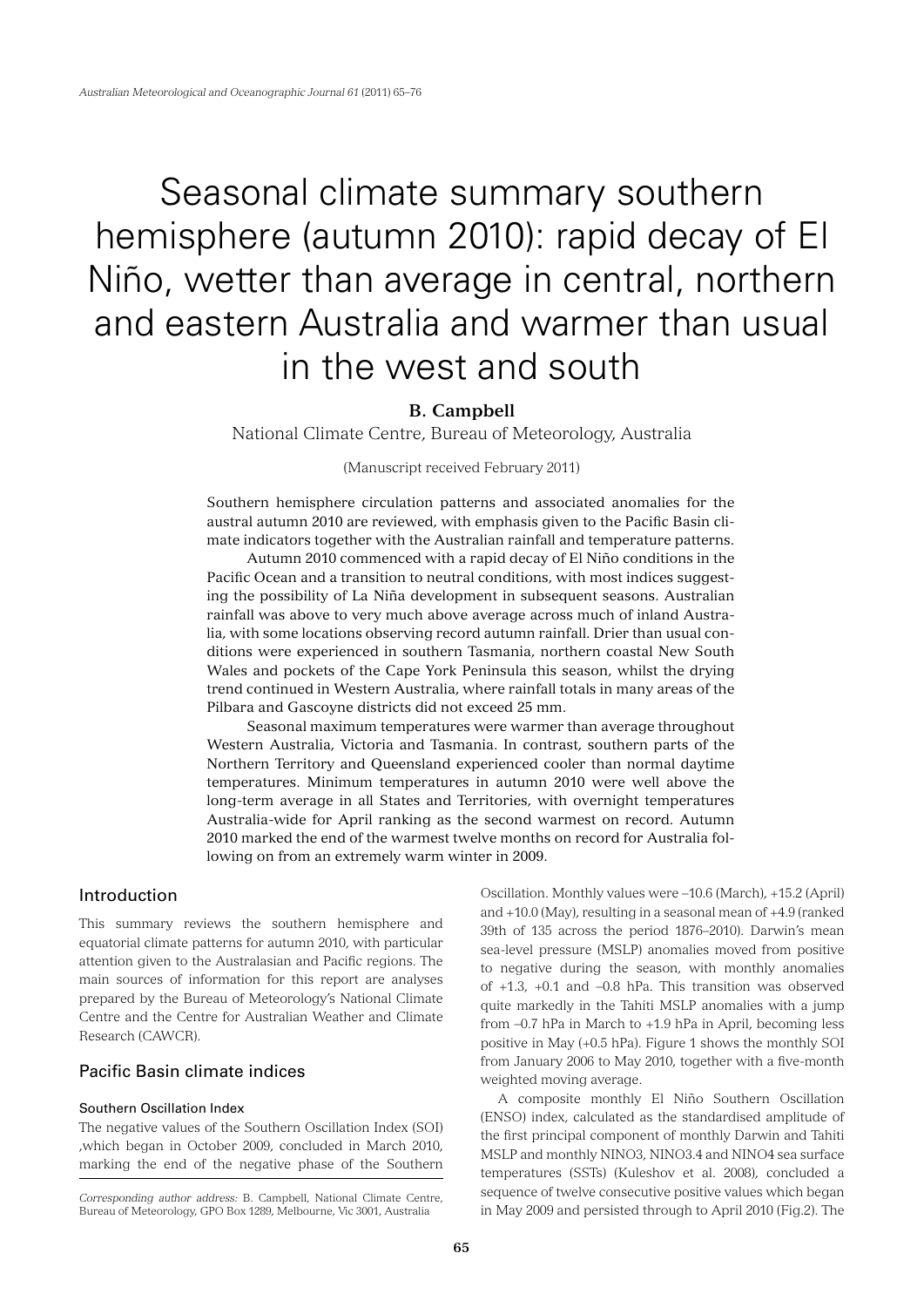# Seasonal climate summary southern hemisphere (autumn 2010): rapid decay of El Niño, wetter than average in central, northern and eastern Australia and warmer than usual in the west and south

**B. Campbell**

National Climate Centre, Bureau of Meteorology, Australia

(Manuscript received February 2011)

Southern hemisphere circulation patterns and associated anomalies for the austral autumn 2010 are reviewed, with emphasis given to the Pacific Basin climate indicators together with the Australian rainfall and temperature patterns.

Autumn 2010 commenced with a rapid decay of El Niño conditions in the Pacific Ocean and a transition to neutral conditions, with most indices suggesting the possibility of La Niña development in subsequent seasons. Australian rainfall was above to very much above average across much of inland Australia, with some locations observing record autumn rainfall. Drier than usual conditions were experienced in southern Tasmania, northern coastal New South Wales and pockets of the Cape York Peninsula this season, whilst the drying trend continued in Western Australia, where rainfall totals in many areas of the Pilbara and Gascoyne districts did not exceed 25 mm.

Seasonal maximum temperatures were warmer than average throughout Western Australia, Victoria and Tasmania. In contrast, southern parts of the Northern Territory and Queensland experienced cooler than normal daytime temperatures. Minimum temperatures in autumn 2010 were well above the long-term average in all States and Territories, with overnight temperatures Australia-wide for April ranking as the second warmest on record. Autumn 2010 marked the end of the warmest twelve months on record for Australia following on from an extremely warm winter in 2009.

## Introduction

This summary reviews the southern hemisphere and equatorial climate patterns for autumn 2010, with particular attention given to the Australasian and Pacific regions. The main sources of information for this report are analyses prepared by the Bureau of Meteorology's National Climate Centre and the Centre for Australian Weather and Climate Research (CAWCR).

## Pacific Basin climate indices

### Southern Oscillation Index

The negative values of the Southern Oscillation Index (SOI) ,which began in October 2009, concluded in March 2010, marking the end of the negative phase of the Southern Oscillation. Monthly values were –10.6 (March), +15.2 (April) and +10.0 (May), resulting in a seasonal mean of +4.9 (ranked 39th of 135 across the period 1876–2010). Darwin's mean sea-level pressure (MSLP) anomalies moved from positive to negative during the season, with monthly anomalies of +1.3, +0.1 and –0.8 hPa. This transition was observed quite markedly in the Tahiti MSLP anomalies with a jump from –0.7 hPa in March to +1.9 hPa in April, becoming less positive in May (+0.5 hPa). Figure 1 shows the monthly SOI from January 2006 to May 2010, together with a five-month weighted moving average.

A composite monthly El Niño Southern Oscillation (ENSO) index, calculated as the standardised amplitude of the first principal component of monthly Darwin and Tahiti MSLP and monthly NINO3, NINO3.4 and NINO4 sea surface temperatures (SSTs) (Kuleshov et al. 2008), concluded a sequence of twelve consecutive positive values which began in May 2009 and persisted through to April 2010 (Fig.2). The

*Corresponding author address:* B. Campbell, National Climate Centre, Bureau of Meteorology, GPO Box 1289, Melbourne, Vic 3001, Australia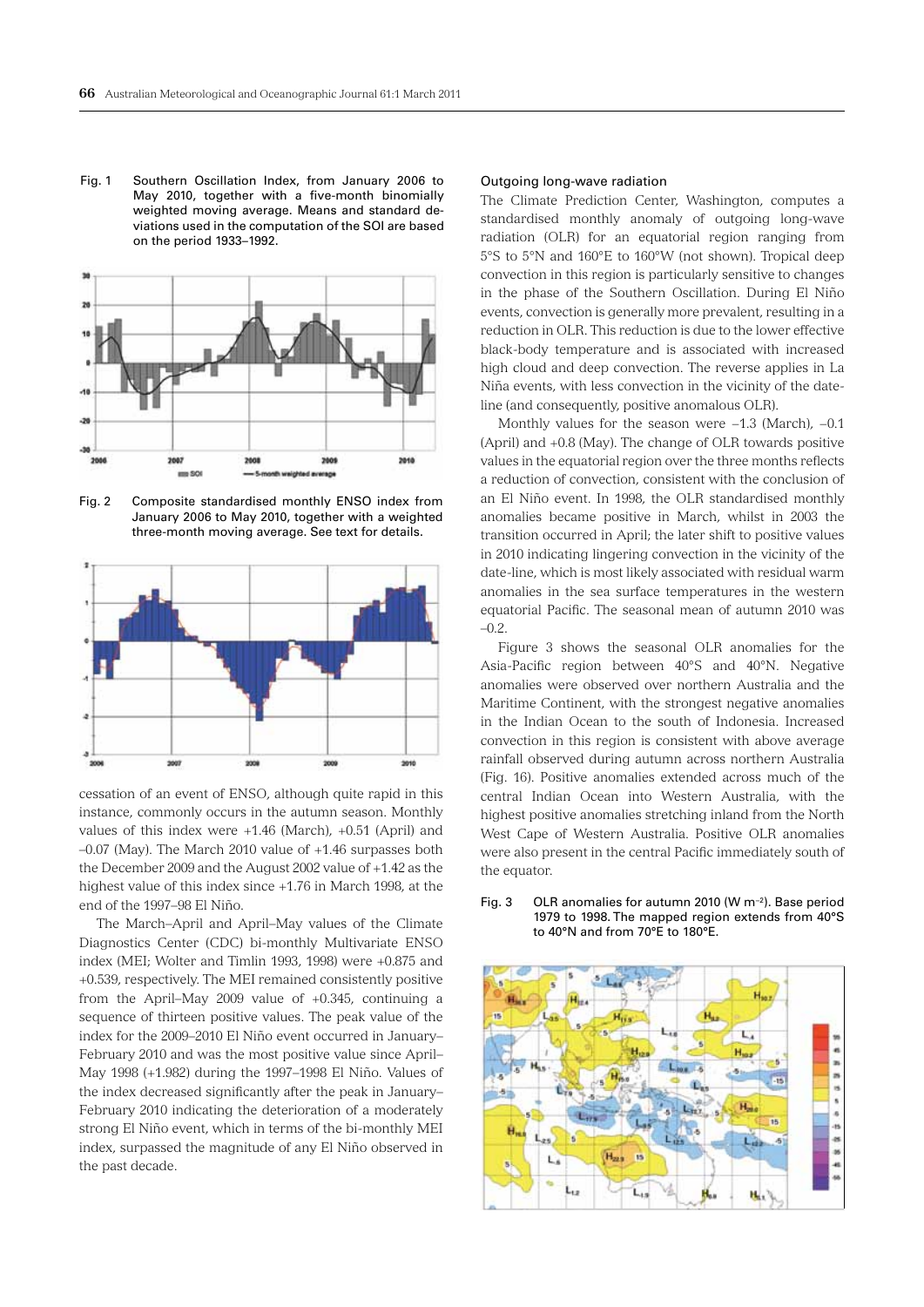Fig. 1 Southern Oscillation Index, from January 2006 to May 2010, together with a five-month binomially weighted moving average. Means and standard deviations used in the computation of the SOI are based on the period 1933–1992.

Fig. 2 Composite standardised monthly ENSO index from January 2006 to May 2010, together with a weighted three-month moving average. See text for details.

cessation of an event of ENSO, although quite rapid in this instance, commonly occurs in the autumn season. Monthly values of this index were +1.46 (March), +0.51 (April) and –0.07 (May). The March 2010 value of +1.46 surpasses both the December 2009 and the August 2002 value of +1.42 as the highest value of this index since +1.76 in March 1998, at the end of the 1997–98 El Niño.

The March–April and April–May values of the Climate Diagnostics Center (CDC) bi-monthly Multivariate ENSO index (MEI; Wolter and Timlin 1993, 1998) were +0.875 and +0.539, respectively. The MEI remained consistently positive from the April–May 2009 value of +0.345, continuing a sequence of thirteen positive values. The peak value of the index for the 2009–2010 El Niño event occurred in January–February 2010 and was the most positive value since April–May 1998 (+1.982) during the 1997–1998 El Niño. Values of the index decreased significantly after the peak in January–February 2010 indicating the deterioration of a moderately strong El Niño event, which in terms of the bi-monthly MEI index, surpassed the magnitude of any El Niño observed in the past decade.

### Outgoing long-wave radiation

The Climate Prediction Center, Washington, computes a standardised monthly anomaly of outgoing long-wave radiation (OLR) for an equatorial region ranging from 5°S to 5°N and 160°E to 160°W (not shown). Tropical deep convection in this region is particularly sensitive to changes in the phase of the Southern Oscillation. During El Niño events, convection is generally more prevalent, resulting in a reduction in OLR. This reduction is due to the lower effective black-body temperature and is associated with increased high cloud and deep convection. The reverse applies in La Niña events, with less convection in the vicinity of the date-line (and consequently, positive anomalous OLR).

Monthly values for the season were –1.3 (March), –0.1 (April) and +0.8 (May). The change of OLR towards positive values in the equatorial region over the three months reflects a reduction of convection, consistent with the conclusion of an El Niño event. In 1998, the OLR standardised monthly anomalies became positive in March, whilst in 2003 the transition occurred in April; the later shift to positive values in 2010 indicating lingering convection in the vicinity of the date-line, which is most likely associated with residual warm anomalies in the sea surface temperatures in the western equatorial Pacific. The seasonal mean of autumn 2010 was –0.2.

Figure 3 shows the seasonal OLR anomalies for the Asia-Pacific region between 40°S and 40°N. Negative anomalies were observed over northern Australia and the Maritime Continent, with the strongest negative anomalies in the Indian Ocean to the south of Indonesia. Increased convection in this region is consistent with above average rainfall observed during autumn across northern Australia (Fig. 16). Positive anomalies extended across much of the central Indian Ocean into Western Australia, with the highest positive anomalies stretching inland from the North West Cape of Western Australia. Positive OLR anomalies were also present in the central Pacific immediately south of the equator.

Fig. 3 OLR anomalies for autumn 2010 (W m$^{-2}$). Base period 1979 to 1998. The mapped region extends from 40°S to 40°N and from 70°E to 180°E.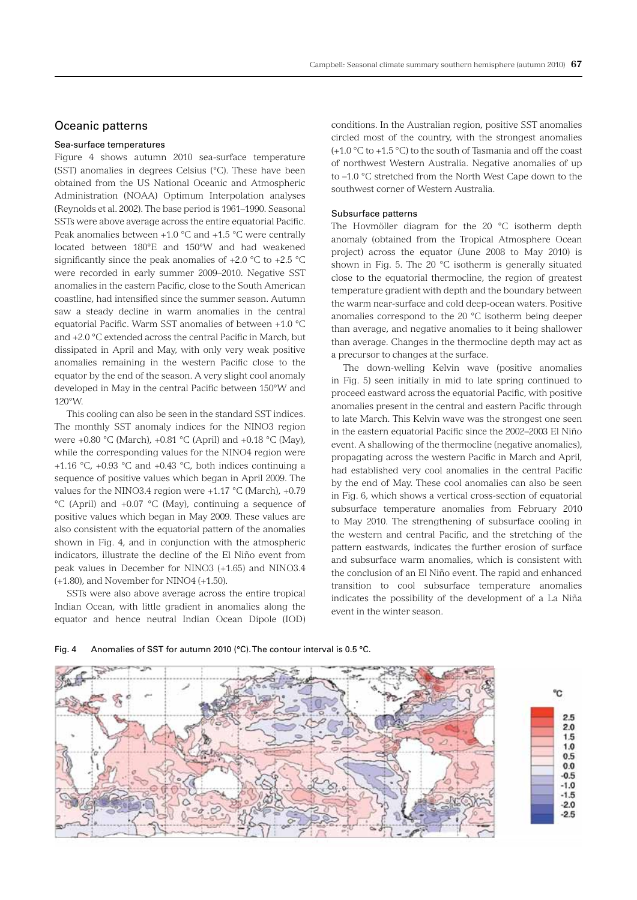## Oceanic patterns

### Sea-surface temperatures

Figure 4 shows autumn 2010 sea-surface temperature (SST) anomalies in degrees Celsius (°C). These have been obtained from the US National Oceanic and Atmospheric Administration (NOAA) Optimum Interpolation analyses (Reynolds et al. 2002). The base period is 1961–1990. Seasonal SSTs were above average across the entire equatorial Pacific. Peak anomalies between +1.0 °C and +1.5 °C were centrally located between 180°E and 150°W and had weakened significantly since the peak anomalies of +2.0 °C to +2.5 °C were recorded in early summer 2009–2010. Negative SST anomalies in the eastern Pacific, close to the South American coastline, had intensified since the summer season. Autumn saw a steady decline in warm anomalies in the central equatorial Pacific. Warm SST anomalies of between +1.0 °C and +2.0 °C extended across the central Pacific in March, but dissipated in April and May, with only very weak positive anomalies remaining in the western Pacific close to the equator by the end of the season. A very slight cool anomaly developed in May in the central Pacific between 150°W and 120°W.

This cooling can also be seen in the standard SST indices. The monthly SST anomaly indices for the NINO3 region were +0.80 °C (March), +0.81 °C (April) and +0.18 °C (May), while the corresponding values for the NINO4 region were +1.16 °C, +0.93 °C and +0.43 °C, both indices continuing a sequence of positive values which began in April 2009. The values for the NINO3.4 region were +1.17 °C (March), +0.79 °C (April) and +0.07 °C (May), continuing a sequence of positive values which began in May 2009. These values are also consistent with the equatorial pattern of the anomalies shown in Fig. 4, and in conjunction with the atmospheric indicators, illustrate the decline of the El Niño event from peak values in December for NINO3 (+1.65) and NINO3.4 (+1.80), and November for NINO4 (+1.50).

SSTs were also above average across the entire tropical Indian Ocean, with little gradient in anomalies along the equator and hence neutral Indian Ocean Dipole (IOD) conditions. In the Australian region, positive SST anomalies circled most of the country, with the strongest anomalies (+1.0 °C to +1.5 °C) to the south of Tasmania and off the coast of northwest Western Australia. Negative anomalies of up to –1.0 °C stretched from the North West Cape down to the southwest corner of Western Australia.

### Subsurface patterns

The Hovmöller diagram for the 20 °C isotherm depth anomaly (obtained from the Tropical Atmosphere Ocean project) across the equator (June 2008 to May 2010) is shown in Fig. 5. The 20 °C isotherm is generally situated close to the equatorial thermocline, the region of greatest temperature gradient with depth and the boundary between the warm near-surface and cold deep-ocean waters. Positive anomalies correspond to the 20 °C isotherm being deeper than average, and negative anomalies to it being shallower than average. Changes in the thermocline depth may act as a precursor to changes at the surface.

The down-welling Kelvin wave (positive anomalies in Fig. 5) seen initially in mid to late spring continued to proceed eastward across the equatorial Pacific, with positive anomalies present in the central and eastern Pacific through to late March. This Kelvin wave was the strongest one seen in the eastern equatorial Pacific since the 2002–2003 El Niño event. A shallowing of the thermocline (negative anomalies), propagating across the western Pacific in March and April, had established very cool anomalies in the central Pacific by the end of May. These cool anomalies can also be seen in Fig. 6, which shows a vertical cross-section of equatorial subsurface temperature anomalies from February 2010 to May 2010. The strengthening of subsurface cooling in the western and central Pacific, and the stretching of the pattern eastwards, indicates the further erosion of surface and subsurface warm anomalies, which is consistent with the conclusion of an El Niño event. The rapid and enhanced transition to cool subsurface temperature anomalies indicates the possibility of the development of a La Niña event in the winter season.

Fig. 4 Anomalies of SST for autumn 2010 (°C). The contour interval is 0.5 °C.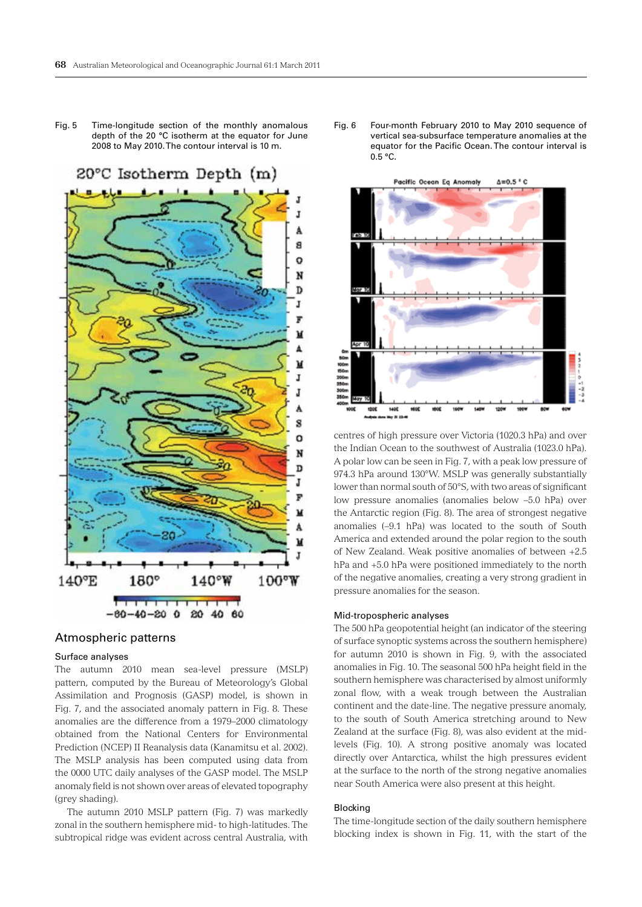Fig. 5 Time-longitude section of the monthly anomalous depth of the 20 °C isotherm at the equator for June 2008 to May 2010. The contour interval is 10 m.

Fig. 6 Four-month February 2010 to May 2010 sequence of vertical sea-subsurface temperature anomalies at the equator for the Pacific Ocean. The contour interval is 0.5 °C.

## Atmospheric patterns

### Surface analyses

The autumn 2010 mean sea-level pressure (MSLP) pattern, computed by the Bureau of Meteorology's Global Assimilation and Prognosis (GASP) model, is shown in Fig. 7, and the associated anomaly pattern in Fig. 8. These anomalies are the difference from a 1979–2000 climatology obtained from the National Centers for Environmental Prediction (NCEP) II Reanalysis data (Kanamitsu et al. 2002). The MSLP analysis has been computed using data from the 0000 UTC daily analyses of the GASP model. The MSLP anomaly field is not shown over areas of elevated topography (grey shading).

The autumn 2010 MSLP pattern (Fig. 7) was markedly zonal in the southern hemisphere mid- to high-latitudes. The subtropical ridge was evident across central Australia, with centres of high pressure over Victoria (1020.3 hPa) and over the Indian Ocean to the southwest of Australia (1023.0 hPa). A polar low can be seen in Fig. 7, with a peak low pressure of 974.3 hPa around 130°W. MSLP was generally substantially lower than normal south of 50°S, with two areas of significant low pressure anomalies (anomalies below –5.0 hPa) over the Antarctic region (Fig. 8). The area of strongest negative anomalies (–9.1 hPa) was located to the south of South America and extended around the polar region to the south of New Zealand. Weak positive anomalies of between +2.5 hPa and +5.0 hPa were positioned immediately to the north of the negative anomalies, creating a very strong gradient in pressure anomalies for the season.

### Mid-tropospheric analyses

The 500 hPa geopotential height (an indicator of the steering of surface synoptic systems across the southern hemisphere) for autumn 2010 is shown in Fig. 9, with the associated anomalies in Fig. 10. The seasonal 500 hPa height field in the southern hemisphere was characterised by almost uniformly zonal flow, with a weak trough between the Australian continent and the date-line. The negative pressure anomaly, to the south of South America stretching around to New Zealand at the surface (Fig. 8), was also evident at the mid-levels (Fig. 10). A strong positive anomaly was located directly over Antarctica, whilst the high pressures evident at the surface to the north of the strong negative anomalies near South America were also present at this height.

### Blocking

The time-longitude section of the daily southern hemisphere blocking index is shown in Fig. 11, with the start of the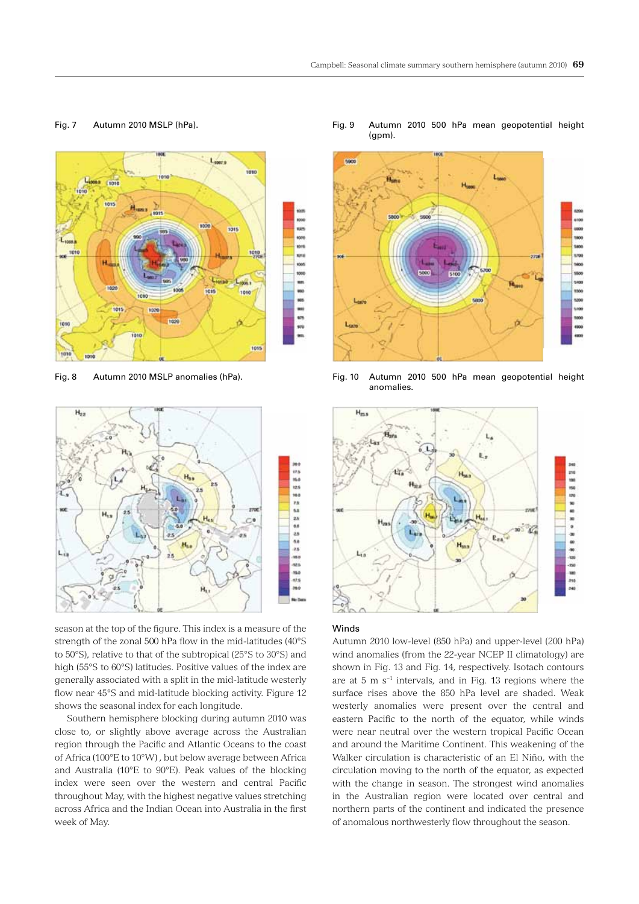Fig. 7 Autumn 2010 MSLP (hPa).

Fig. 8 Autumn 2010 MSLP anomalies (hPa).

Fig. 9 Autumn 2010 500 hPa mean geopotential height (gpm).

Fig. 10 Autumn 2010 500 hPa mean geopotential height anomalies.

season at the top of the figure. This index is a measure of the strength of the zonal 500 hPa flow in the mid-latitudes (40°S to 50°S), relative to that of the subtropical (25°S to 30°S) and high (55°S to 60°S) latitudes. Positive values of the index are generally associated with a split in the mid-latitude westerly flow near 45°S and mid-latitude blocking activity. Figure 12 shows the seasonal index for each longitude.

Southern hemisphere blocking during autumn 2010 was close to, or slightly above average across the Australian region through the Pacific and Atlantic Oceans to the coast of Africa (100°E to 10°W) , but below average between Africa and Australia (10°E to 90°E). Peak values of the blocking index were seen over the western and central Pacific throughout May, with the highest negative values stretching across Africa and the Indian Ocean into Australia in the first week of May.

## Winds

Autumn 2010 low-level (850 hPa) and upper-level (200 hPa) wind anomalies (from the 22-year NCEP II climatology) are shown in Fig. 13 and Fig. 14, respectively. Isotach contours are at 5 m s$^{-1}$ intervals, and in Fig. 13 regions where the surface rises above the 850 hPa level are shaded. Weak westerly anomalies were present over the central and eastern Pacific to the north of the equator, while winds were near neutral over the western tropical Pacific Ocean and around the Maritime Continent. This weakening of the Walker circulation is characteristic of an El Niño, with the circulation moving to the north of the equator, as expected with the change in season. The strongest wind anomalies in the Australian region were located over central and northern parts of the continent and indicated the presence of anomalous northwesterly flow throughout the season.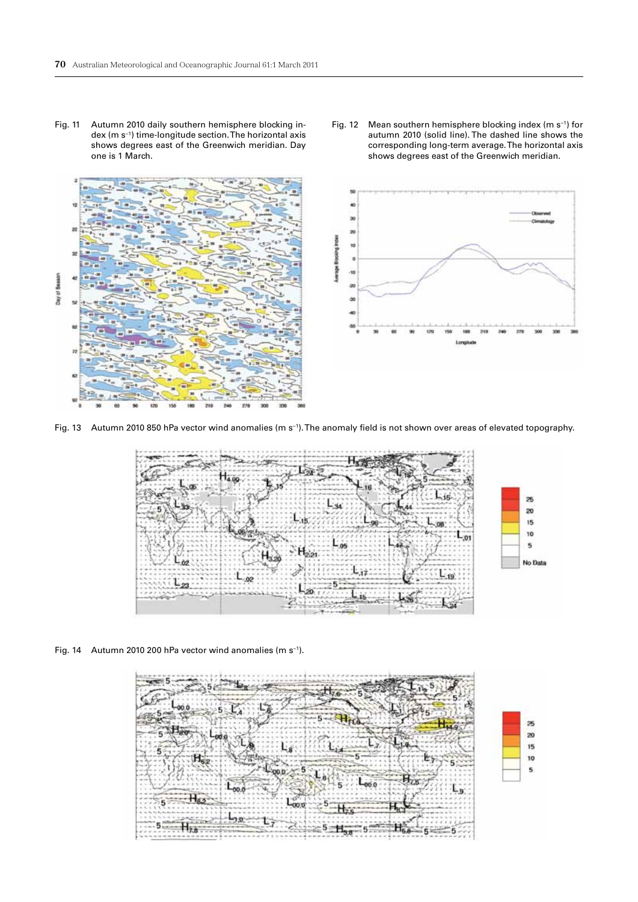Fig. 11 Autumn 2010 daily southern hemisphere blocking index (m s$^{-1}$) time-longitude section. The horizontal axis shows degrees east of the Greenwich meridian. Day one is 1 March.

Fig. 12 Mean southern hemisphere blocking index (m s$^{-1}$) for autumn 2010 (solid line). The dashed line shows the corresponding long-term average. The horizontal axis shows degrees east of the Greenwich meridian.

Fig. 13 Autumn 2010 850 hPa vector wind anomalies (m s$^{-1}$). The anomaly field is not shown over areas of elevated topography.

Fig. 14 Autumn 2010 200 hPa vector wind anomalies (m s$^{-1}$).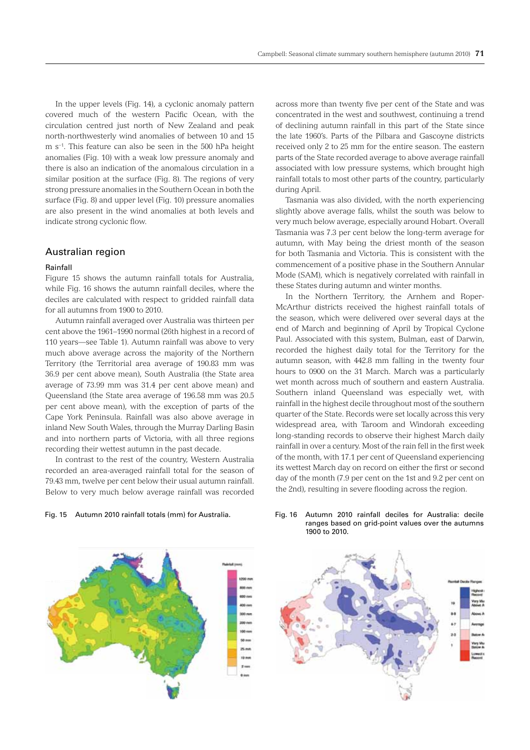In the upper levels (Fig. 14), a cyclonic anomaly pattern covered much of the western Pacific Ocean, with the circulation centred just north of New Zealand and peak north-northwesterly wind anomalies of between 10 and 15 m s$^{-1}$. This feature can also be seen in the 500 hPa height anomalies (Fig. 10) with a weak low pressure anomaly and there is also an indication of the anomalous circulation in a similar position at the surface (Fig. 8). The regions of very strong pressure anomalies in the Southern Ocean in both the surface (Fig. 8) and upper level (Fig. 10) pressure anomalies are also present in the wind anomalies at both levels and indicate strong cyclonic flow.

## Australian region

### Rainfall

Figure 15 shows the autumn rainfall totals for Australia, while Fig. 16 shows the autumn rainfall deciles, where the deciles are calculated with respect to gridded rainfall data for all autumns from 1900 to 2010.

Autumn rainfall averaged over Australia was thirteen per cent above the 1961–1990 normal (26th highest in a record of 110 years—see Table 1). Autumn rainfall was above to very much above average across the majority of the Northern Territory (the Territorial area average of 190.83 mm was 36.9 per cent above mean), South Australia (the State area average of 73.99 mm was 31.4 per cent above mean) and Queensland (the State area average of 196.58 mm was 20.5 per cent above mean), with the exception of parts of the Cape York Peninsula. Rainfall was also above average in inland New South Wales, through the Murray Darling Basin and into northern parts of Victoria, with all three regions recording their wettest autumn in the past decade.

In contrast to the rest of the country, Western Australia recorded an area-averaged rainfall total for the season of 79.43 mm, twelve per cent below their usual autumn rainfall. Below to very much below average rainfall was recorded across more than twenty five per cent of the State and was concentrated in the west and southwest, continuing a trend of declining autumn rainfall in this part of the State since the late 1960's. Parts of the Pilbara and Gascoyne districts received only 2 to 25 mm for the entire season. The eastern parts of the State recorded average to above average rainfall associated with low pressure systems, which brought high rainfall totals to most other parts of the country, particularly during April.

Tasmania was also divided, with the north experiencing slightly above average falls, whilst the south was below to very much below average, especially around Hobart. Overall Tasmania was 7.3 per cent below the long-term average for autumn, with May being the driest month of the season for both Tasmania and Victoria. This is consistent with the commencement of a positive phase in the Southern Annular Mode (SAM), which is negatively correlated with rainfall in these States during autumn and winter months.

In the Northern Territory, the Arnhem and Roper-McArthur districts received the highest rainfall totals of the season, which were delivered over several days at the end of March and beginning of April by Tropical Cyclone Paul. Associated with this system, Bulman, east of Darwin, recorded the highest daily total for the Territory for the autumn season, with 442.8 mm falling in the twenty four hours to 0900 on the 31 March. March was a particularly wet month across much of southern and eastern Australia. Southern inland Queensland was especially wet, with rainfall in the highest decile throughout most of the southern quarter of the State. Records were set locally across this very widespread area, with Taroom and Windorah exceeding long-standing records to observe their highest March daily rainfall in over a century. Most of the rain fell in the first week of the month, with 17.1 per cent of Queensland experiencing its wettest March day on record on either the first or second day of the month (7.9 per cent on the 1st and 9.2 per cent on the 2nd), resulting in severe flooding across the region.

Fig. 15 Autumn 2010 rainfall totals (mm) for Australia.

Fig. 16 Autumn 2010 rainfall deciles for Australia: decile ranges based on grid-point values over the autumns 1900 to 2010.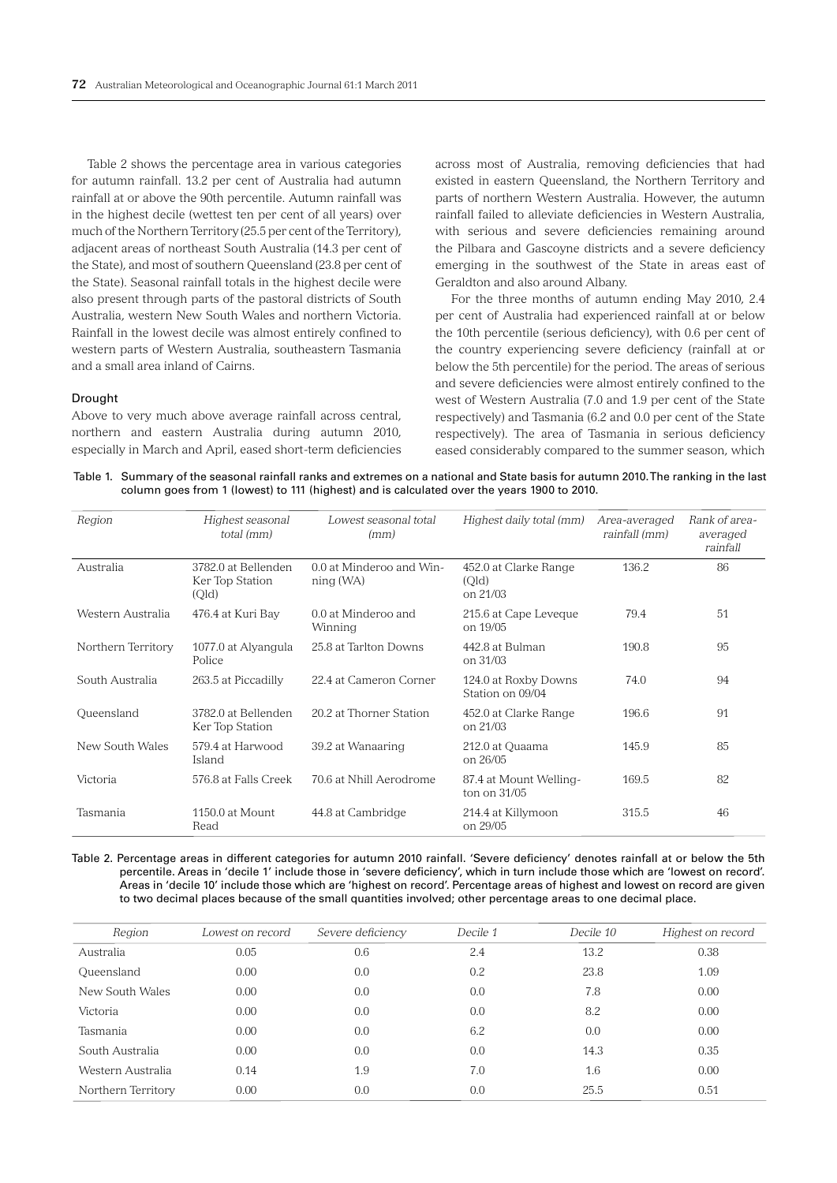Table 2 shows the percentage area in various categories for autumn rainfall. 13.2 per cent of Australia had autumn rainfall at or above the 90th percentile. Autumn rainfall was in the highest decile (wettest ten per cent of all years) over much of the Northern Territory (25.5 per cent of the Territory), adjacent areas of northeast South Australia (14.3 per cent of the State), and most of southern Queensland (23.8 per cent of the State). Seasonal rainfall totals in the highest decile were also present through parts of the pastoral districts of South Australia, western New South Wales and northern Victoria. Rainfall in the lowest decile was almost entirely confined to western parts of Western Australia, southeastern Tasmania and a small area inland of Cairns.

### Drought

Above to very much above average rainfall across central, northern and eastern Australia during autumn 2010, especially in March and April, eased short-term deficiencies across most of Australia, removing deficiencies that had existed in eastern Queensland, the Northern Territory and parts of northern Western Australia. However, the autumn rainfall failed to alleviate deficiencies in Western Australia, with serious and severe deficiencies remaining around the Pilbara and Gascoyne districts and a severe deficiency emerging in the southwest of the State in areas east of Geraldton and also around Albany.

For the three months of autumn ending May 2010, 2.4 per cent of Australia had experienced rainfall at or below the 10th percentile (serious deficiency), with 0.6 per cent of the country experiencing severe deficiency (rainfall at or below the 5th percentile) for the period. The areas of serious and severe deficiencies were almost entirely confined to the west of Western Australia (7.0 and 1.9 per cent of the State respectively) and Tasmania (6.2 and 0.0 per cent of the State respectively). The area of Tasmania in serious deficiency eased considerably compared to the summer season, which

Table 1. Summary of the seasonal rainfall ranks and extremes on a national and State basis for autumn 2010. The ranking in the last column goes from 1 (lowest) to 111 (highest) and is calculated over the years 1900 to 2010.

| Region | Highest seasonal total (mm) | Lowest seasonal total (mm) | Highest daily total (mm) | Area-averaged rainfall (mm) | Rank of area-averaged rainfall |
|---|---|---|---|---|---|
| Australia | 3782.0 at Bellenden Ker Top Station (Qld) | 0.0 at Minderoo and Winning (WA) | 452.0 at Clarke Range (Qld) on 21/03 | 136.2 | 86 |
| Western Australia | 476.4 at Kuri Bay | 0.0 at Minderoo and Winning | 215.6 at Cape Leveque on 19/05 | 79.4 | 51 |
| Northern Territory | 1077.0 at Alyangula Police | 25.8 at Tarlton Downs | 442.8 at Bulman on 31/03 | 190.8 | 95 |
| South Australia | 263.5 at Piccadilly | 22.4 at Cameron Corner | 124.0 at Roxby Downs Station on 09/04 | 74.0 | 94 |
| Queensland | 3782.0 at Bellenden Ker Top Station | 20.2 at Thorner Station | 452.0 at Clarke Range on 21/03 | 196.6 | 91 |
| New South Wales | 579.4 at Harwood Island | 39.2 at Wanaaring | 212.0 at Quaama on 26/05 | 145.9 | 85 |
| Victoria | 576.8 at Falls Creek | 70.6 at Nhill Aerodrome | 87.4 at Mount Wellington on 31/05 | 169.5 | 82 |
| Tasmania | 1150.0 at Mount Read | 44.8 at Cambridge | 214.4 at Killymoon on 29/05 | 315.5 | 46 |

Table 2. Percentage areas in different categories for autumn 2010 rainfall. 'Severe deficiency' denotes rainfall at or below the 5th percentile. Areas in 'decile 1' include those in 'severe deficiency', which in turn include those which are 'lowest on record'. Areas in 'decile 10' include those which are 'highest on record'. Percentage areas of highest and lowest on record are given to two decimal places because of the small quantities involved; other percentage areas to one decimal place.

| Region | Lowest on record | Severe deficiency | Decile 1 | Decile 10 | Highest on record |
|---|---|---|---|---|---|
| Australia | 0.05 | 0.6 | 2.4 | 13.2 | 0.38 |
| Queensland | 0.00 | 0.0 | 0.2 | 23.8 | 1.09 |
| New South Wales | 0.00 | 0.0 | 0.0 | 7.8 | 0.00 |
| Victoria | 0.00 | 0.0 | 0.0 | 8.2 | 0.00 |
| Tasmania | 0.00 | 0.0 | 6.2 | 0.0 | 0.00 |
| South Australia | 0.00 | 0.0 | 0.0 | 14.3 | 0.35 |
| Western Australia | 0.14 | 1.9 | 7.0 | 1.6 | 0.00 |
| Northern Territory | 0.00 | 0.0 | 0.0 | 25.5 | 0.51 |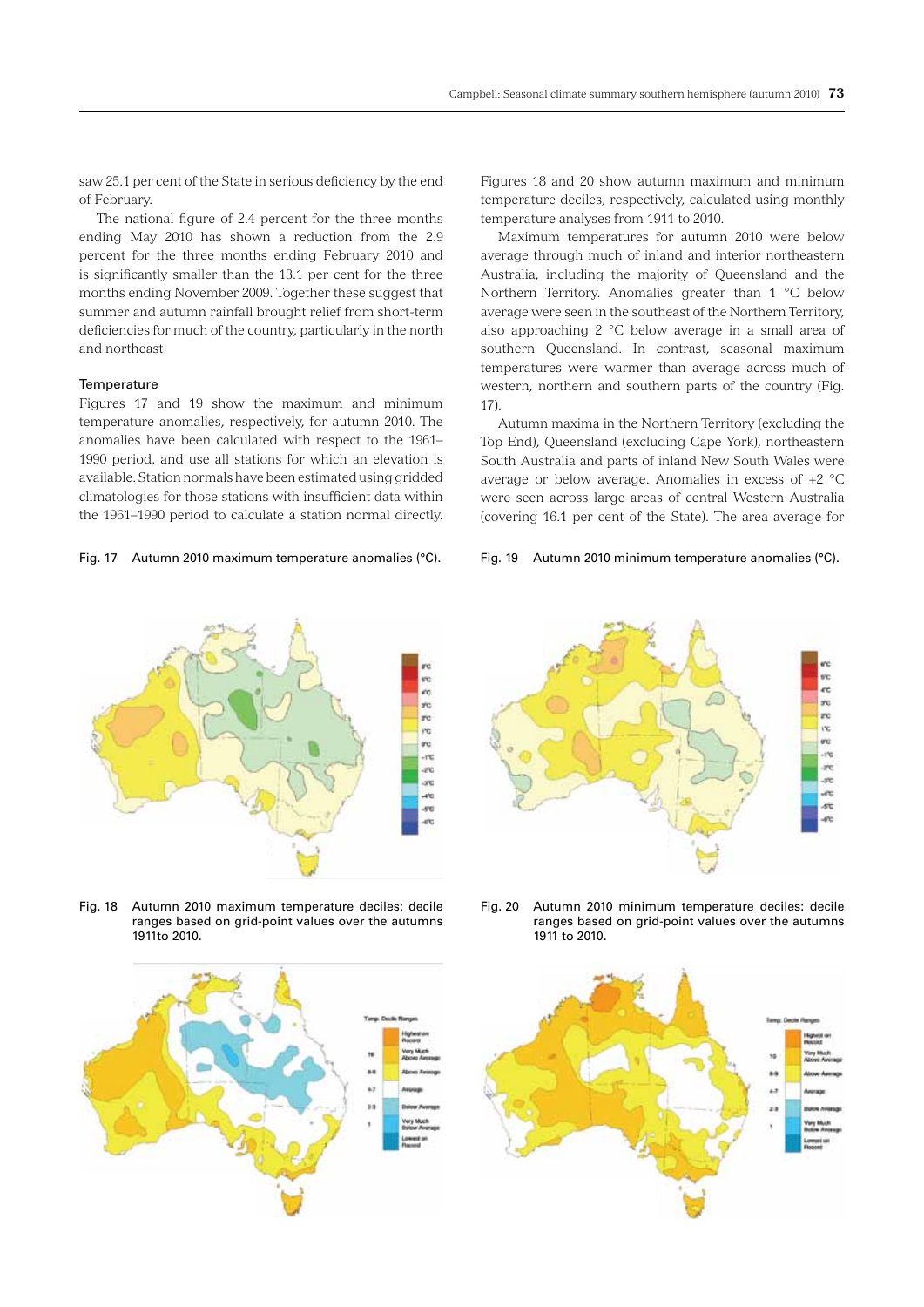saw 25.1 per cent of the State in serious deficiency by the end of February.

The national figure of 2.4 percent for the three months ending May 2010 has shown a reduction from the 2.9 percent for the three months ending February 2010 and is significantly smaller than the 13.1 per cent for the three months ending November 2009. Together these suggest that summer and autumn rainfall brought relief from short-term deficiencies for much of the country, particularly in the north and northeast.

### Temperature

Figures 17 and 19 show the maximum and minimum temperature anomalies, respectively, for autumn 2010. The anomalies have been calculated with respect to the 1961–1990 period, and use all stations for which an elevation is available. Station normals have been estimated using gridded climatologies for those stations with insufficient data within the 1961–1990 period to calculate a station normal directly.

Figures 18 and 20 show autumn maximum and minimum temperature deciles, respectively, calculated using monthly temperature analyses from 1911 to 2010.

Maximum temperatures for autumn 2010 were below average through much of inland and interior northeastern Australia, including the majority of Queensland and the Northern Territory. Anomalies greater than 1 °C below average were seen in the southeast of the Northern Territory, also approaching 2 °C below average in a small area of southern Queensland. In contrast, seasonal maximum temperatures were warmer than average across much of western, northern and southern parts of the country (Fig. 17).

Autumn maxima in the Northern Territory (excluding the Top End), Queensland (excluding Cape York), northeastern South Australia and parts of inland New South Wales were average or below average. Anomalies in excess of +2 °C were seen across large areas of central Western Australia (covering 16.1 per cent of the State). The area average for

Fig. 17 Autumn 2010 maximum temperature anomalies (°C).

Fig. 19 Autumn 2010 minimum temperature anomalies (°C).

Fig. 18 Autumn 2010 maximum temperature deciles: decile ranges based on grid-point values over the autumns 1911to 2010.

Fig. 20 Autumn 2010 minimum temperature deciles: decile ranges based on grid-point values over the autumns 1911 to 2010.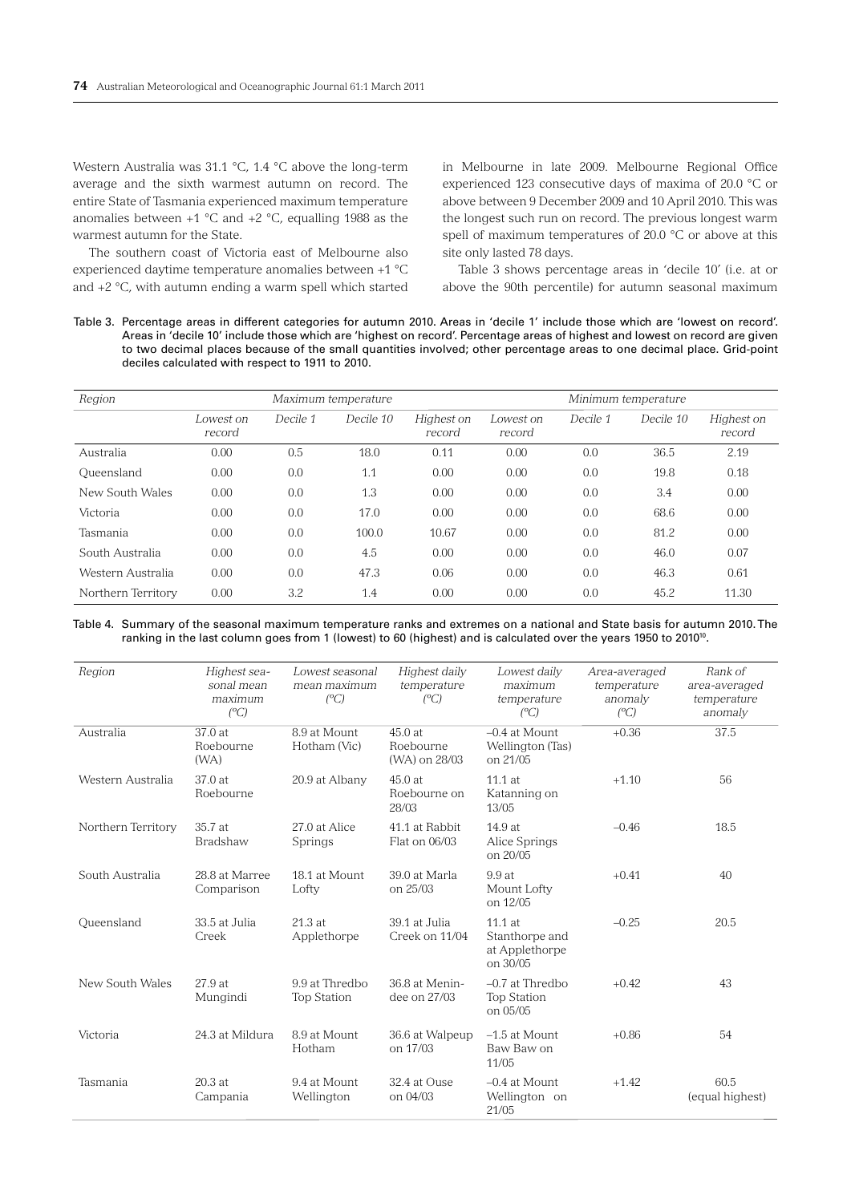Western Australia was 31.1 °C, 1.4 °C above the long-term average and the sixth warmest autumn on record. The entire State of Tasmania experienced maximum temperature anomalies between +1 °C and +2 °C, equalling 1988 as the warmest autumn for the State.

The southern coast of Victoria east of Melbourne also experienced daytime temperature anomalies between +1 °C and +2 °C, with autumn ending a warm spell which started in Melbourne in late 2009. Melbourne Regional Office experienced 123 consecutive days of maxima of 20.0 °C or above between 9 December 2009 and 10 April 2010. This was the longest such run on record. The previous longest warm spell of maximum temperatures of 20.0 °C or above at this site only lasted 78 days.

Table 3 shows percentage areas in 'decile 10' (i.e. at or above the 90th percentile) for autumn seasonal maximum

Table 3. Percentage areas in different categories for autumn 2010. Areas in 'decile 1' include those which are 'lowest on record'. Areas in 'decile 10' include those which are 'highest on record'. Percentage areas of highest and lowest on record are given to two decimal places because of the small quantities involved; other percentage areas to one decimal place. Grid-point deciles calculated with respect to 1911 to 2010.

| *Region* | *Maximum temperature* | | | | *Minimum temperature* | | | |
|---|---|---|---|---|---|---|---|---|
| | *Lowest on record* | *Decile 1* | *Decile 10* | *Highest on record* | *Lowest on record* | *Decile 1* | *Decile 10* | *Highest on record* |
| Australia | 0.00 | 0.5 | 18.0 | 0.11 | 0.00 | 0.0 | 36.5 | 2.19 |
| Queensland | 0.00 | 0.0 | 1.1 | 0.00 | 0.00 | 0.0 | 19.8 | 0.18 |
| New South Wales | 0.00 | 0.0 | 1.3 | 0.00 | 0.00 | 0.0 | 3.4 | 0.00 |
| Victoria | 0.00 | 0.0 | 17.0 | 0.00 | 0.00 | 0.0 | 68.6 | 0.00 |
| Tasmania | 0.00 | 0.0 | 100.0 | 10.67 | 0.00 | 0.0 | 81.2 | 0.00 |
| South Australia | 0.00 | 0.0 | 4.5 | 0.00 | 0.00 | 0.0 | 46.0 | 0.07 |
| Western Australia | 0.00 | 0.0 | 47.3 | 0.06 | 0.00 | 0.0 | 46.3 | 0.61 |
| Northern Territory | 0.00 | 3.2 | 1.4 | 0.00 | 0.00 | 0.0 | 45.2 | 11.30 |

Table 4. Summary of the seasonal maximum temperature ranks and extremes on a national and State basis for autumn 2010. The ranking in the last column goes from 1 (lowest) to 60 (highest) and is calculated over the years 1950 to 2010[10].

| *Region* | *Highest seasonal mean maximum (°C)* | *Lowest seasonal mean maximum (°C)* | *Highest daily temperature (°C)* | *Lowest daily maximum temperature (°C)* | *Area-averaged temperature anomaly (°C)* | *Rank of area-averaged temperature anomaly* |
|---|---|---|---|---|---|---|
| Australia | 37.0 at Roebourne (WA) | 8.9 at Mount Hotham (Vic) | 45.0 at Roebourne (WA) on 28/03 | –0.4 at Mount Wellington (Tas) on 21/05 | +0.36 | 37.5 |
| Western Australia | 37.0 at Roebourne | 20.9 at Albany | 45.0 at Roebourne on 28/03 | 11.1 at Katanning on 13/05 | +1.10 | 56 |
| Northern Territory | 35.7 at Bradshaw | 27.0 at Alice Springs | 41.1 at Rabbit Flat on 06/03 | 14.9 at Alice Springs on 20/05 | –0.46 | 18.5 |
| South Australia | 28.8 at Marree Comparison | 18.1 at Mount Lofty | 39.0 at Marla on 25/03 | 9.9 at Mount Lofty on 12/05 | +0.41 | 40 |
| Queensland | 33.5 at Julia Creek | 21.3 at Applethorpe | 39.1 at Julia Creek on 11/04 | 11.1 at Stanthorpe and at Applethorpe on 30/05 | –0.25 | 20.5 |
| New South Wales | 27.9 at Mungindi | 9.9 at Thredbo Top Station | 36.8 at Menindee on 27/03 | –0.7 at Thredbo Top Station on 05/05 | +0.42 | 43 |
| Victoria | 24.3 at Mildura | 8.9 at Mount Hotham | 36.6 at Walpeup on 17/03 | –1.5 at Mount Baw Baw on 11/05 | +0.86 | 54 |
| Tasmania | 20.3 at Campania | 9.4 at Mount Wellington | 32.4 at Ouse on 04/03 | –0.4 at Mount Wellington on 21/05 | +1.42 | 60.5 (equal highest) |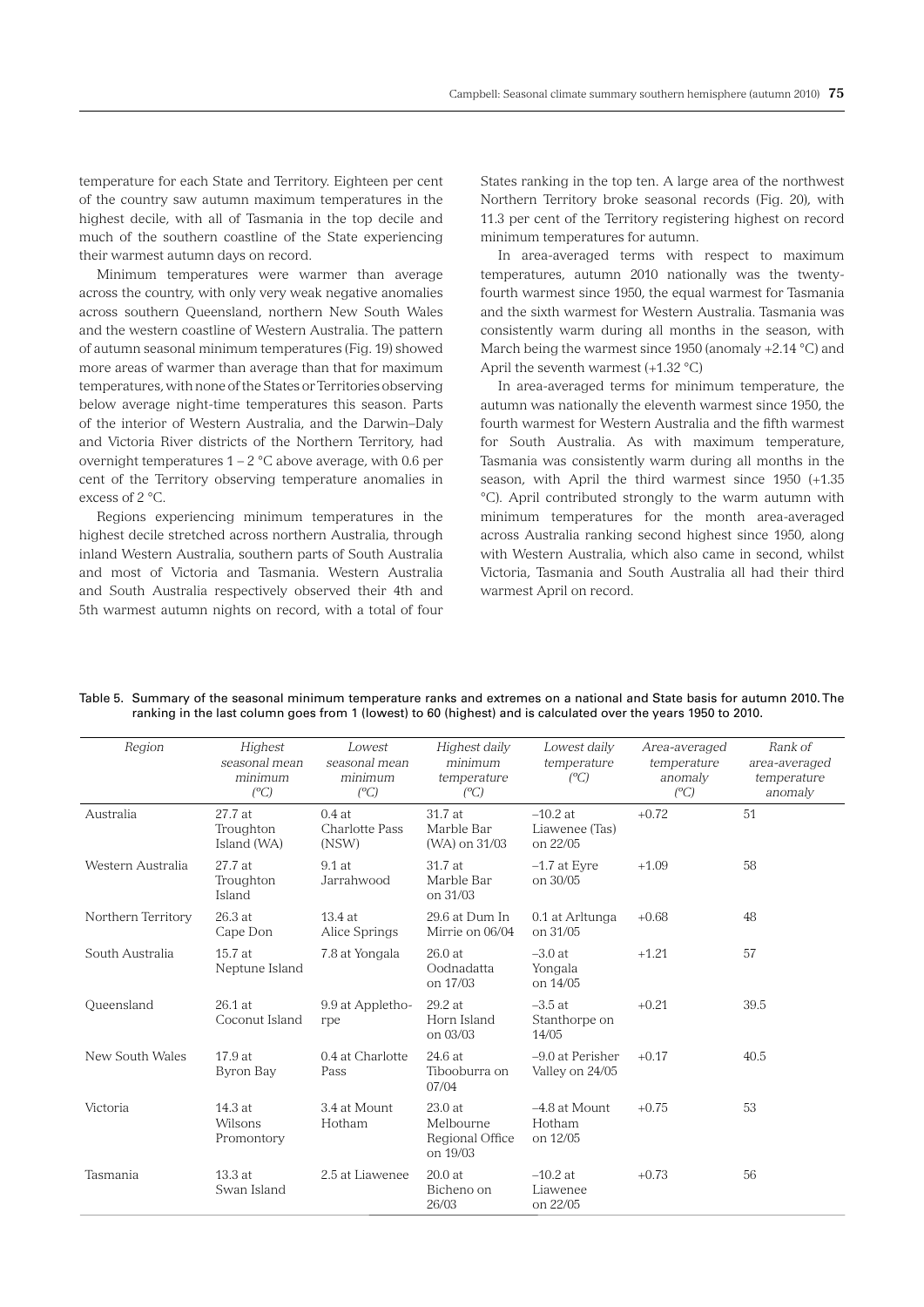temperature for each State and Territory. Eighteen per cent of the country saw autumn maximum temperatures in the highest decile, with all of Tasmania in the top decile and much of the southern coastline of the State experiencing their warmest autumn days on record.

Minimum temperatures were warmer than average across the country, with only very weak negative anomalies across southern Queensland, northern New South Wales and the western coastline of Western Australia. The pattern of autumn seasonal minimum temperatures (Fig. 19) showed more areas of warmer than average than that for maximum temperatures, with none of the States or Territories observing below average night-time temperatures this season. Parts of the interior of Western Australia, and the Darwin–Daly and Victoria River districts of the Northern Territory, had overnight temperatures 1 – 2 °C above average, with 0.6 per cent of the Territory observing temperature anomalies in excess of 2 °C.

Regions experiencing minimum temperatures in the highest decile stretched across northern Australia, through inland Western Australia, southern parts of South Australia and most of Victoria and Tasmania. Western Australia and South Australia respectively observed their 4th and 5th warmest autumn nights on record, with a total of four States ranking in the top ten. A large area of the northwest Northern Territory broke seasonal records (Fig. 20), with 11.3 per cent of the Territory registering highest on record minimum temperatures for autumn.

In area-averaged terms with respect to maximum temperatures, autumn 2010 nationally was the twenty-fourth warmest since 1950, the equal warmest for Tasmania and the sixth warmest for Western Australia. Tasmania was consistently warm during all months in the season, with March being the warmest since 1950 (anomaly +2.14 °C) and April the seventh warmest (+1.32 °C)

In area-averaged terms for minimum temperature, the autumn was nationally the eleventh warmest since 1950, the fourth warmest for Western Australia and the fifth warmest for South Australia. As with maximum temperature, Tasmania was consistently warm during all months in the season, with April the third warmest since 1950 (+1.35 °C). April contributed strongly to the warm autumn with minimum temperatures for the month area-averaged across Australia ranking second highest since 1950, along with Western Australia, which also came in second, whilst Victoria, Tasmania and South Australia all had their third warmest April on record.

Table 5. Summary of the seasonal minimum temperature ranks and extremes on a national and State basis for autumn 2010. The ranking in the last column goes from 1 (lowest) to 60 (highest) and is calculated over the years 1950 to 2010.

| *Region* | *Highest seasonal mean minimum (°C)* | *Lowest seasonal mean minimum (°C)* | *Highest daily minimum temperature (°C)* | *Lowest daily temperature (°C)* | *Area-averaged temperature anomaly (°C)* | *Rank of area-averaged temperature anomaly* |
|---|---|---|---|---|---|---|
| Australia | 27.7 at Troughton Island (WA) | 0.4 at Charlotte Pass (NSW) | 31.7 at Marble Bar (WA) on 31/03 | –10.2 at Liawenee (Tas) on 22/05 | +0.72 | 51 |
| Western Australia | 27.7 at Troughton Island | 9.1 at Jarrahwood | 31.7 at Marble Bar on 31/03 | –1.7 at Eyre on 30/05 | +1.09 | 58 |
| Northern Territory | 26.3 at Cape Don | 13.4 at Alice Springs | 29.6 at Dum In Mirrie on 06/04 | 0.1 at Arltunga on 31/05 | +0.68 | 48 |
| South Australia | 15.7 at Neptune Island | 7.8 at Yongala | 26.0 at Oodnadatta on 17/03 | –3.0 at Yongala on 14/05 | +1.21 | 57 |
| Queensland | 26.1 at Coconut Island | 9.9 at Applethorpe | 29.2 at Horn Island on 03/03 | –3.5 at Stanthorpe on 14/05 | +0.21 | 39.5 |
| New South Wales | 17.9 at Byron Bay | 0.4 at Charlotte Pass | 24.6 at Tibooburra on 07/04 | –9.0 at Perisher Valley on 24/05 | +0.17 | 40.5 |
| Victoria | 14.3 at Wilsons Promontory | 3.4 at Mount Hotham | 23.0 at Melbourne Regional Office on 19/03 | –4.8 at Mount Hotham on 12/05 | +0.75 | 53 |
| Tasmania | 13.3 at Swan Island | 2.5 at Liawenee | 20.0 at Bicheno on 26/03 | –10.2 at Liawenee on 22/05 | +0.73 | 56 |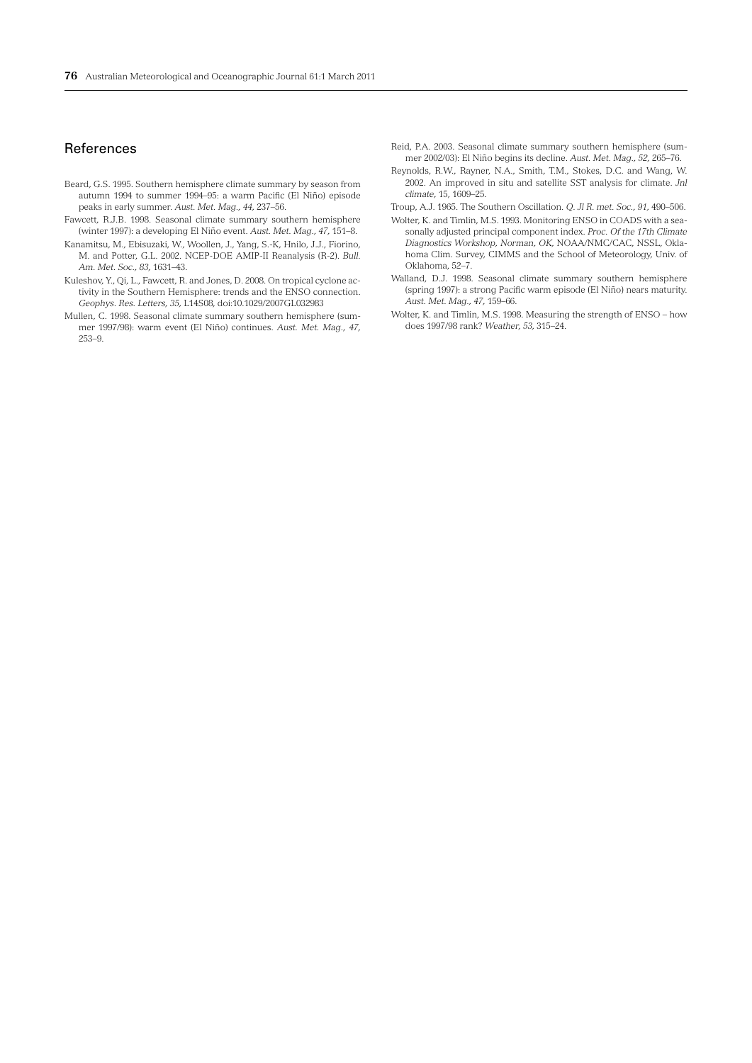## References

Beard, G.S. 1995. Southern hemisphere climate summary by season from autumn 1994 to summer 1994–95: a warm Pacific (El Niño) episode peaks in early summer. *Aust. Met. Mag., 44,* 237–56.

Fawcett, R.J.B. 1998. Seasonal climate summary southern hemisphere (winter 1997): a developing El Niño event. *Aust. Met. Mag., 47,* 151–8.

Kanamitsu, M., Ebisuzaki, W., Woollen, J., Yang, S.-K, Hnilo, J.J., Fiorino, M. and Potter, G.L. 2002. NCEP-DOE AMIP-II Reanalysis (R-2). *Bull. Am. Met. Soc., 83,* 1631–43.

Kuleshov, Y., Qi, L., Fawcett, R. and Jones, D. 2008. On tropical cyclone activity in the Southern Hemisphere: trends and the ENSO connection. *Geophys. Res. Letters, 35,* L14S08, doi:10.1029/2007GL032983

Mullen, C. 1998. Seasonal climate summary southern hemisphere (summer 1997/98): warm event (El Niño) continues. *Aust. Met. Mag., 47,* 253–9.

Reid, P.A. 2003. Seasonal climate summary southern hemisphere (summer 2002/03): El Niño begins its decline. *Aust. Met. Mag., 52,* 265–76.

Reynolds, R.W., Rayner, N.A., Smith, T.M., Stokes, D.C. and Wang, W. 2002. An improved in situ and satellite SST analysis for climate. *Jnl climate,* 15, 1609–25.

Troup, A.J. 1965. The Southern Oscillation. *Q. Jl R. met. Soc., 91,* 490–506.

Wolter, K. and Timlin, M.S. 1993. Monitoring ENSO in COADS with a seasonally adjusted principal component index. *Proc. Of the 17th Climate Diagnostics Workshop, Norman, OK,* NOAA/NMC/CAC, NSSL, Oklahoma Clim. Survey, CIMMS and the School of Meteorology, Univ. of Oklahoma, 52–7.

Walland, D.J. 1998. Seasonal climate summary southern hemisphere (spring 1997): a strong Pacific warm episode (El Niño) nears maturity. *Aust. Met. Mag., 47,* 159–66.

Wolter, K. and Timlin, M.S. 1998. Measuring the strength of ENSO – how does 1997/98 rank? *Weather, 53,* 315–24.